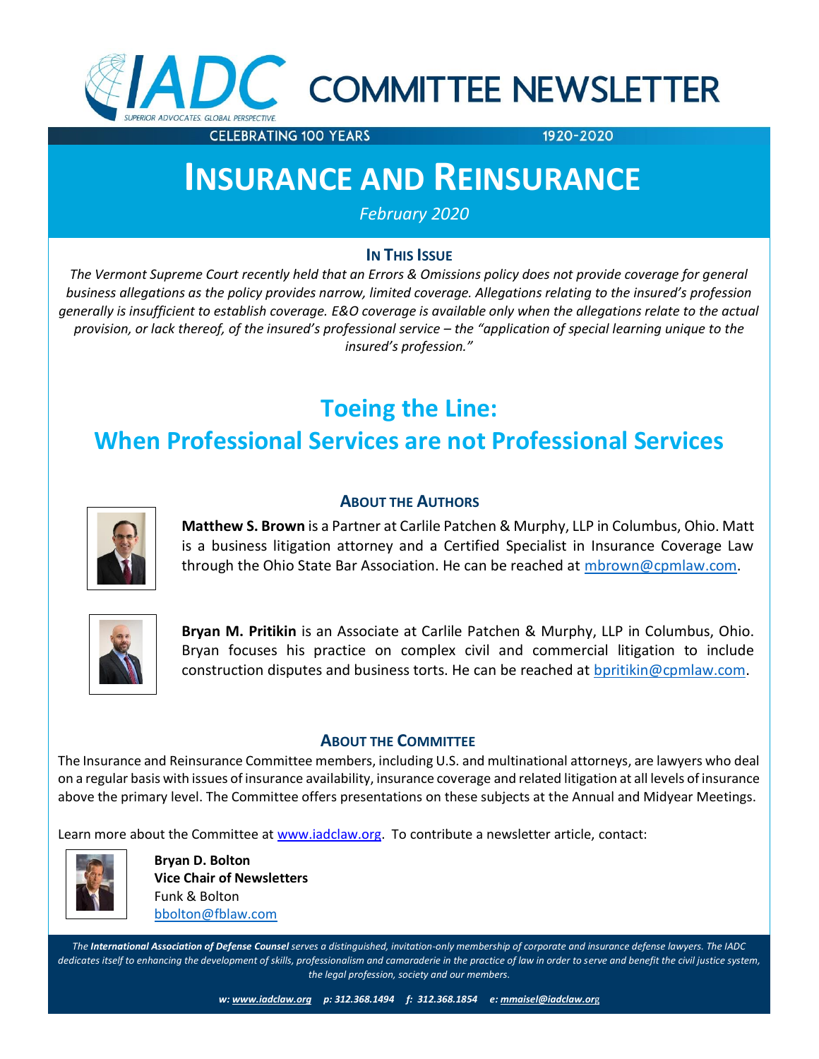# IADC COMMITTEE NEWSLETTER

SUPERIOR ADVOCATES. GLOBAL PERSPECTIVE.

CELEBRATING 100 YEARS 1920-2020

# INSURANCE AND REINSURANCE

*February 2020*

### IN THIS ISSUE

*The Vermont Supreme Court recently held that an Errors & Omissions policy does not provide coverage for general business allegations as the policy provides narrow, limited coverage. Allegations relating to the insured's profession generally is insufficient to establish coverage. E&O coverage is available only when the allegations relate to the actual provision, or lack thereof, of the insured's professional service – the "application of special learning unique to the insured's profession."*

## Toeing the Line: When Professional Services are not Professional Services

### ABOUT THE AUTHORS

**Matthew S. Brown** is a Partner at Carlile Patchen & Murphy, LLP in Columbus, Ohio. Matt is a business litigation attorney and a Certified Specialist in Insurance Coverage Law through the Ohio State Bar Association. He can be reached at mbrown@cpmlaw.com.

**Bryan M. Pritikin** is an Associate at Carlile Patchen & Murphy, LLP in Columbus, Ohio. Bryan focuses his practice on complex civil and commercial litigation to include construction disputes and business torts. He can be reached at bpritikin@cpmlaw.com.

### ABOUT THE COMMITTEE

The Insurance and Reinsurance Committee members, including U.S. and multinational attorneys, are lawyers who deal on a regular basis with issues of insurance availability, insurance coverage and related litigation at all levels of insurance above the primary level. The Committee offers presentations on these subjects at the Annual and Midyear Meetings.

Learn more about the Committee at www.iadclaw.org. To contribute a newsletter article, contact:

**Bryan D. Bolton**
**Vice Chair of Newsletters**
Funk & Bolton
bbolton@fblaw.com

*The **International Association of Defense Counsel** serves a distinguished, invitation-only membership of corporate and insurance defense lawyers. The IADC dedicates itself to enhancing the development of skills, professionalism and camaraderie in the practice of law in order to serve and benefit the civil justice system, the legal profession, society and our members.*

***w: www.iadclaw.org p: 312.368.1494 f: 312.368.1854 e: mmaisel@iadclaw.org***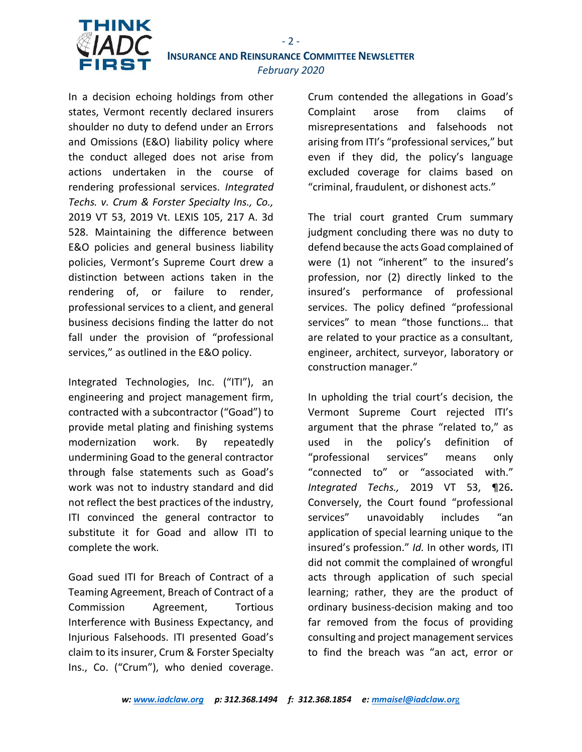In a decision echoing holdings from other states, Vermont recently declared insurers shoulder no duty to defend under an Errors and Omissions (E&O) liability policy where the conduct alleged does not arise from actions undertaken in the course of rendering professional services. *Integrated Techs. v. Crum & Forster Specialty Ins., Co.,* 2019 VT 53, 2019 Vt. LEXIS 105, 217 A. 3d 528. Maintaining the difference between E&O policies and general business liability policies, Vermont's Supreme Court drew a distinction between actions taken in the rendering of, or failure to render, professional services to a client, and general business decisions finding the latter do not fall under the provision of "professional services," as outlined in the E&O policy.

Integrated Technologies, Inc. ("ITI"), an engineering and project management firm, contracted with a subcontractor ("Goad") to provide metal plating and finishing systems modernization work. By repeatedly undermining Goad to the general contractor through false statements such as Goad's work was not to industry standard and did not reflect the best practices of the industry, ITI convinced the general contractor to substitute it for Goad and allow ITI to complete the work.

Goad sued ITI for Breach of Contract of a Teaming Agreement, Breach of Contract of a Commission Agreement, Tortious Interference with Business Expectancy, and Injurious Falsehoods. ITI presented Goad's claim to its insurer, Crum & Forster Specialty Ins., Co. ("Crum"), who denied coverage. Crum contended the allegations in Goad's Complaint arose from claims of misrepresentations and falsehoods not arising from ITI's "professional services," but even if they did, the policy's language excluded coverage for claims based on "criminal, fraudulent, or dishonest acts."

The trial court granted Crum summary judgment concluding there was no duty to defend because the acts Goad complained of were (1) not "inherent" to the insured's profession, nor (2) directly linked to the insured's performance of professional services. The policy defined "professional services" to mean "those functions… that are related to your practice as a consultant, engineer, architect, surveyor, laboratory or construction manager."

In upholding the trial court's decision, the Vermont Supreme Court rejected ITI's argument that the phrase "related to," as used in the policy's definition of "professional services" means only "connected to" or "associated with." *Integrated Techs.,* 2019 VT 53, **¶26.** Conversely, the Court found "professional services" unavoidably includes "an application of special learning unique to the insured's profession." *Id.* In other words, ITI did not commit the complained of wrongful acts through application of such special learning; rather, they are the product of ordinary business-decision making and too far removed from the focus of providing consulting and project management services to find the breach was "an act, error or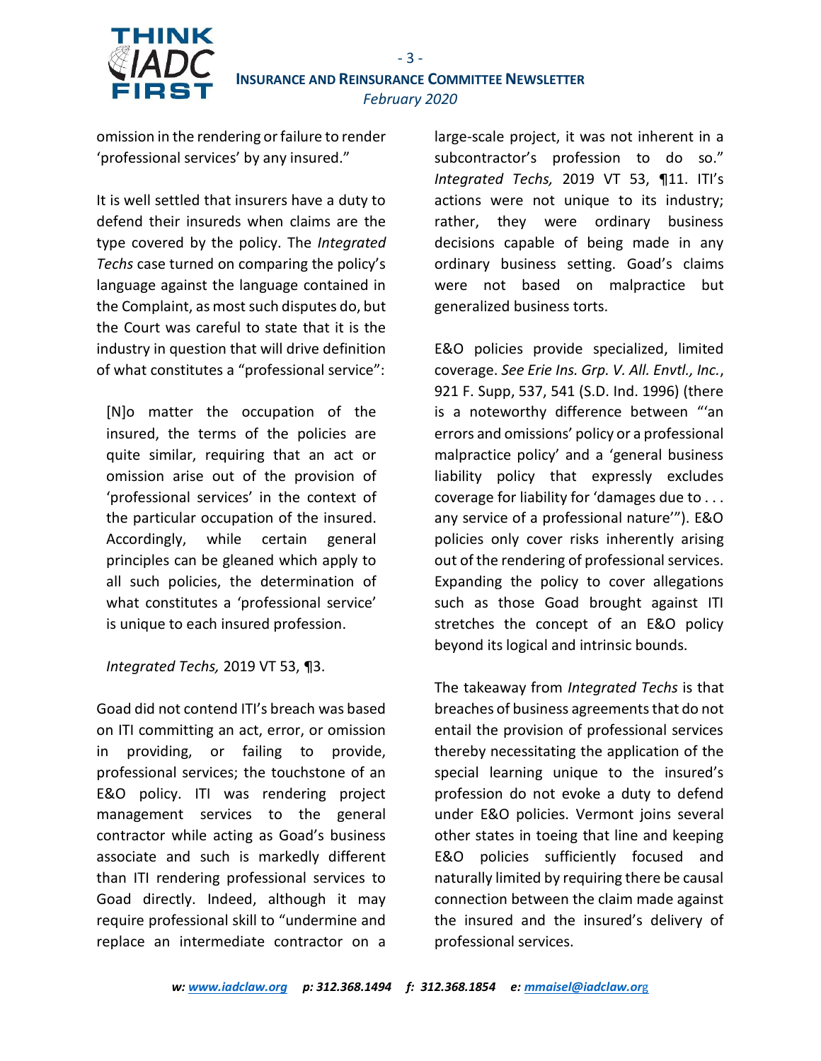omission in the rendering or failure to render 'professional services' by any insured."

It is well settled that insurers have a duty to defend their insureds when claims are the type covered by the policy. The *Integrated Techs* case turned on comparing the policy's language against the language contained in the Complaint, as most such disputes do, but the Court was careful to state that it is the industry in question that will drive definition of what constitutes a "professional service":

> [N]o matter the occupation of the insured, the terms of the policies are quite similar, requiring that an act or omission arise out of the provision of 'professional services' in the context of the particular occupation of the insured. Accordingly, while certain general principles can be gleaned which apply to all such policies, the determination of what constitutes a 'professional service' is unique to each insured profession.
>
> *Integrated Techs,* 2019 VT 53, ¶3.

Goad did not contend ITI's breach was based on ITI committing an act, error, or omission in providing, or failing to provide, professional services; the touchstone of an E&O policy. ITI was rendering project management services to the general contractor while acting as Goad's business associate and such is markedly different than ITI rendering professional services to Goad directly. Indeed, although it may require professional skill to "undermine and replace an intermediate contractor on a large-scale project, it was not inherent in a subcontractor's profession to do so." *Integrated Techs,* 2019 VT 53, ¶11. ITI's actions were not unique to its industry; rather, they were ordinary business decisions capable of being made in any ordinary business setting. Goad's claims were not based on malpractice but generalized business torts.

E&O policies provide specialized, limited coverage. *See Erie Ins. Grp. V. All. Envtl., Inc.*, 921 F. Supp, 537, 541 (S.D. Ind. 1996) (there is a noteworthy difference between "'an errors and omissions' policy or a professional malpractice policy' and a 'general business liability policy that expressly excludes coverage for liability for 'damages due to . . . any service of a professional nature'"). E&O policies only cover risks inherently arising out of the rendering of professional services. Expanding the policy to cover allegations such as those Goad brought against ITI stretches the concept of an E&O policy beyond its logical and intrinsic bounds.

The takeaway from *Integrated Techs* is that breaches of business agreements that do not entail the provision of professional services thereby necessitating the application of the special learning unique to the insured's profession do not evoke a duty to defend under E&O policies. Vermont joins several other states in toeing that line and keeping E&O policies sufficiently focused and naturally limited by requiring there be causal connection between the claim made against the insured and the insured's delivery of professional services.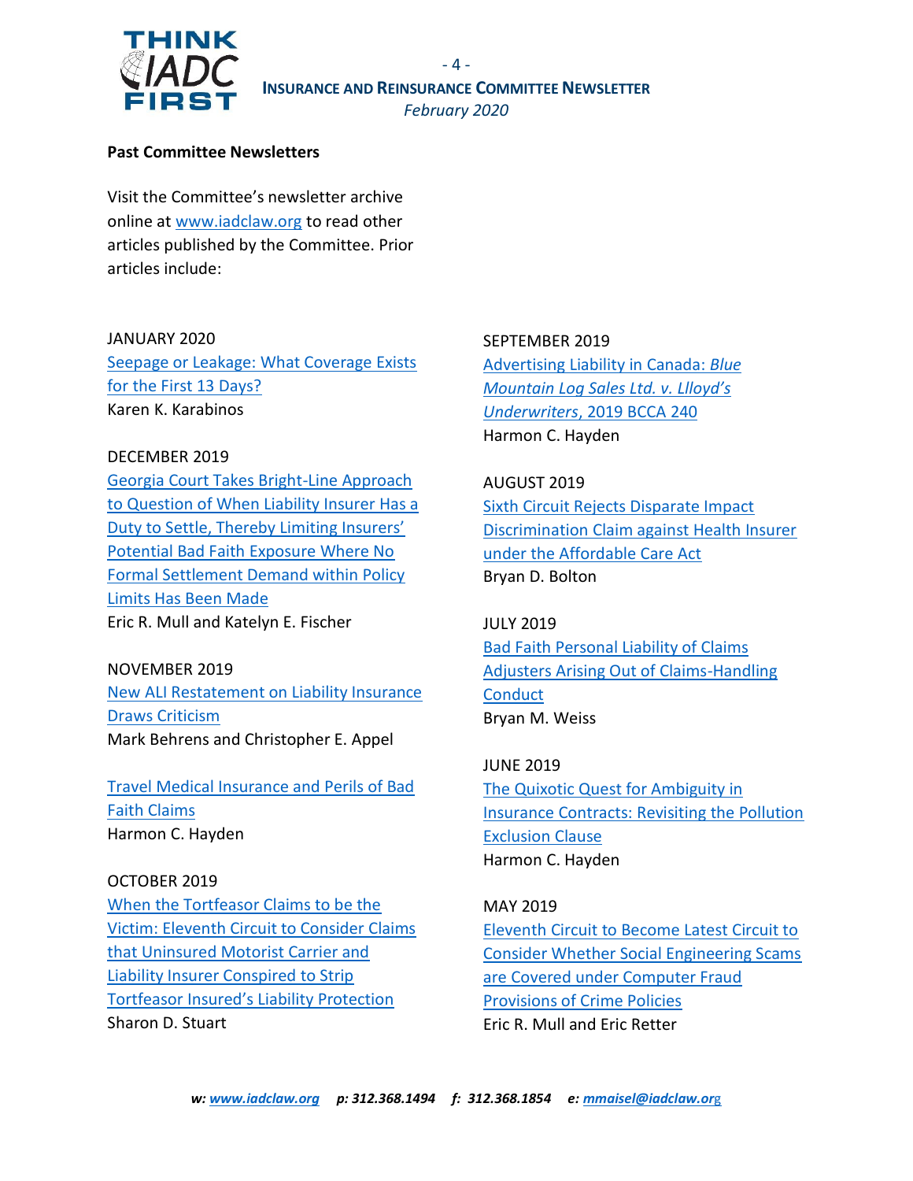**Past Committee Newsletters**

Visit the Committee's newsletter archive online at www.iadclaw.org to read other articles published by the Committee. Prior articles include:

JANUARY 2020

Seepage or Leakage: What Coverage Exists for the First 13 Days?

Karen K. Karabinos

DECEMBER 2019

Georgia Court Takes Bright-Line Approach to Question of When Liability Insurer Has a Duty to Settle, Thereby Limiting Insurers' Potential Bad Faith Exposure Where No Formal Settlement Demand within Policy Limits Has Been Made

Eric R. Mull and Katelyn E. Fischer

NOVEMBER 2019

New ALI Restatement on Liability Insurance Draws Criticism

Mark Behrens and Christopher E. Appel

Travel Medical Insurance and Perils of Bad Faith Claims

Harmon C. Hayden

OCTOBER 2019

When the Tortfeasor Claims to be the Victim: Eleventh Circuit to Consider Claims that Uninsured Motorist Carrier and Liability Insurer Conspired to Strip Tortfeasor Insured's Liability Protection

Sharon D. Stuart

SEPTEMBER 2019

Advertising Liability in Canada: *Blue Mountain Log Sales Ltd. v. Llloyd's Underwriters*, 2019 BCCA 240

Harmon C. Hayden

AUGUST 2019

Sixth Circuit Rejects Disparate Impact Discrimination Claim against Health Insurer under the Affordable Care Act

Bryan D. Bolton

JULY 2019

Bad Faith Personal Liability of Claims Adjusters Arising Out of Claims-Handling Conduct

Bryan M. Weiss

JUNE 2019

The Quixotic Quest for Ambiguity in Insurance Contracts: Revisiting the Pollution Exclusion Clause

Harmon C. Hayden

MAY 2019

Eleventh Circuit to Become Latest Circuit to Consider Whether Social Engineering Scams are Covered under Computer Fraud Provisions of Crime Policies

Eric R. Mull and Eric Retter